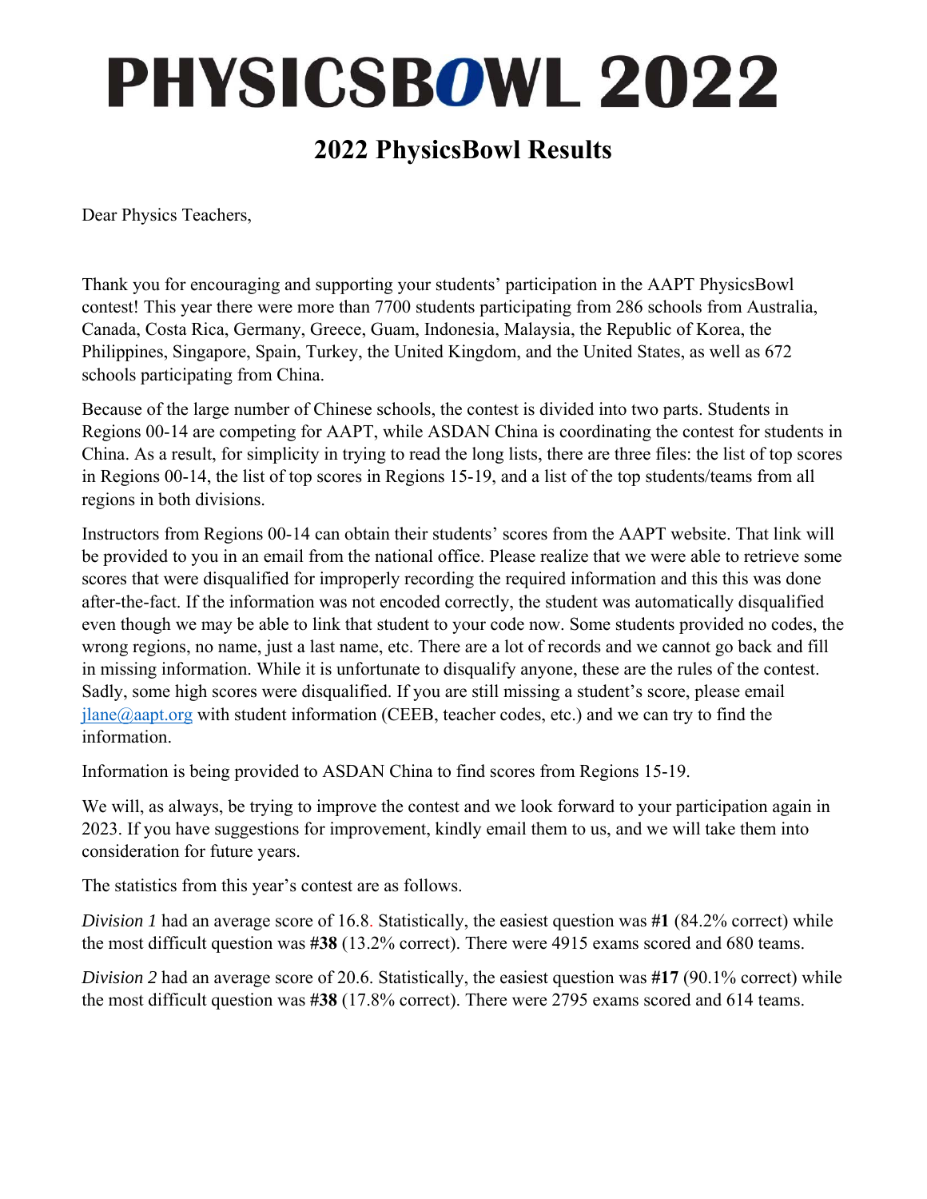# PHYSICSBOWL 2022

## 2022 PhysicsBowl Results

Dear Physics Teachers,

Thank you for encouraging and supporting your students' participation in the AAPT PhysicsBowl contest! This year there were more than 7700 students participating from 286 schools from Australia, Canada, Costa Rica, Germany, Greece, Guam, Indonesia, Malaysia, the Republic of Korea, the Philippines, Singapore, Spain, Turkey, the United Kingdom, and the United States, as well as 672 schools participating from China.

Because of the large number of Chinese schools, the contest is divided into two parts. Students in Regions 00-14 are competing for AAPT, while ASDAN China is coordinating the contest for students in China. As a result, for simplicity in trying to read the long lists, there are three files: the list of top scores in Regions 00-14, the list of top scores in Regions 15-19, and a list of the top students/teams from all regions in both divisions.

Instructors from Regions 00-14 can obtain their students' scores from the AAPT website. That link will be provided to you in an email from the national office. Please realize that we were able to retrieve some scores that were disqualified for improperly recording the required information and this this was done after-the-fact. If the information was not encoded correctly, the student was automatically disqualified even though we may be able to link that student to your code now. Some students provided no codes, the wrong regions, no name, just a last name, etc. There are a lot of records and we cannot go back and fill in missing information. While it is unfortunate to disqualify anyone, these are the rules of the contest. Sadly, some high scores were disqualified. If you are still missing a student's score, please email jlane@aapt.org with student information (CEEB, teacher codes, etc.) and we can try to find the information.

Information is being provided to ASDAN China to find scores from Regions 15-19.

We will, as always, be trying to improve the contest and we look forward to your participation again in 2023. If you have suggestions for improvement, kindly email them to us, and we will take them into consideration for future years.

The statistics from this year's contest are as follows.

*Division 1* had an average score of 16.8. Statistically, the easiest question was **#1** (84.2% correct) while the most difficult question was **#38** (13.2% correct). There were 4915 exams scored and 680 teams.

*Division 2* had an average score of 20.6. Statistically, the easiest question was **#17** (90.1% correct) while the most difficult question was **#38** (17.8% correct). There were 2795 exams scored and 614 teams.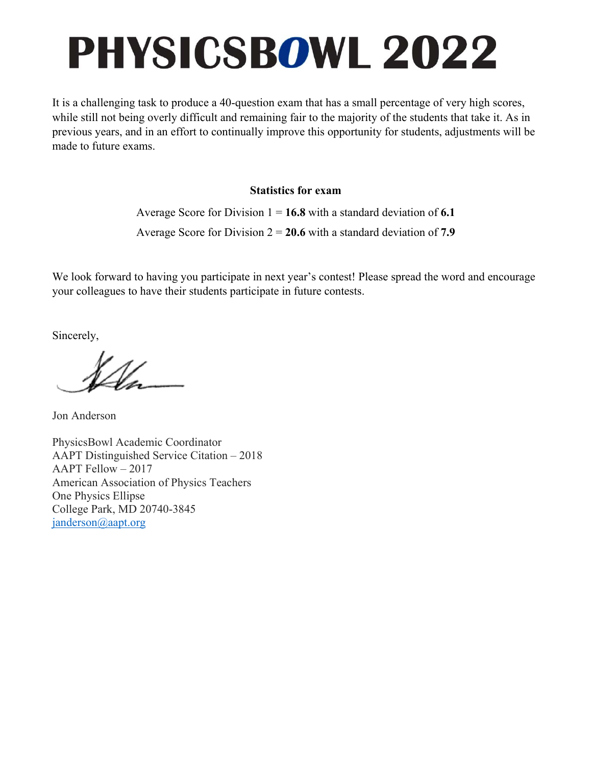# PHYSICSBOWL 2022

It is a challenging task to produce a 40-question exam that has a small percentage of very high scores, while still not being overly difficult and remaining fair to the majority of the students that take it. As in previous years, and in an effort to continually improve this opportunity for students, adjustments will be made to future exams.

**Statistics for exam**

Average Score for Division 1 = **16.8** with a standard deviation of **6.1**

Average Score for Division 2 = **20.6** with a standard deviation of **7.9**

We look forward to having you participate in next year's contest! Please spread the word and encourage your colleagues to have their students participate in future contests.

Sincerely,

Jon Anderson

PhysicsBowl Academic Coordinator
AAPT Distinguished Service Citation – 2018
AAPT Fellow – 2017
American Association of Physics Teachers
One Physics Ellipse
College Park, MD 20740-3845
janderson@aapt.org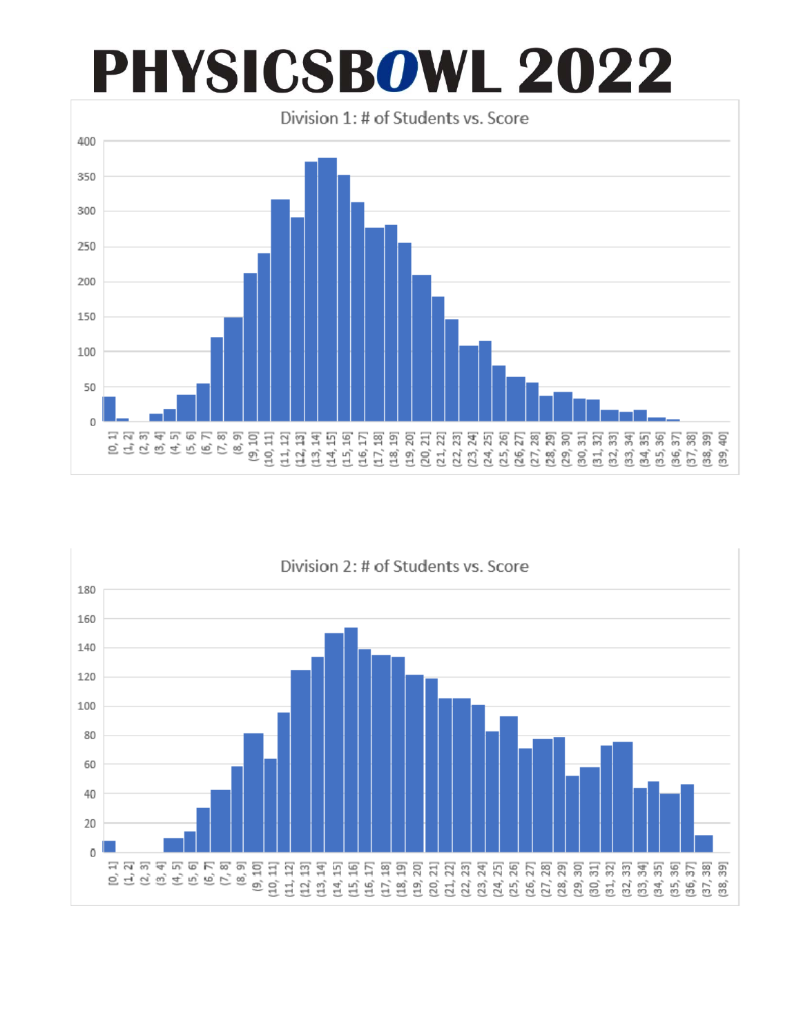# PHYSICSBOWL 2022

Division 1: # of Students vs. Score

400
350
300
250
200
150
100
50
0

[0, 1] (1, 2] (2, 3] (3, 4] (4, 5] (5, 6] (6, 7] (7, 8] (8, 9] (9, 10] (10, 11] (11, 12] (12, 13] (13, 14] (14, 15] (15, 16] (16, 17] (17, 18] (18, 19] (19, 20] (20, 21] (21, 22] (22, 23] (23, 24] (24, 25] (25, 26] (26, 27] (27, 28] (28, 29] (29, 30] (30, 31] (31, 32] (32, 33] (33, 34] (34, 35] (35, 36] (36, 37] (37, 38] (38, 39] (39, 40]

Division 2: # of Students vs. Score

180
160
140
120
100
80
60
40
20
0

[0, 1] (1, 2] (2, 3] (3, 4] (4, 5] (5, 6] (6, 7] (7, 8] (8, 9] (9, 10] (10, 11] (11, 12] (12, 13] (13, 14] (14, 15] (15, 16] (16, 17] (17, 18] (18, 19] (19, 20] (20, 21] (21, 22] (22, 23] (23, 24] (24, 25] (25, 26] (26, 27] (27, 28] (28, 29] (29, 30] (30, 31] (31, 32] (32, 33] (33, 34] (34, 35] (35, 36] (36, 37] (37, 38] (38, 39]